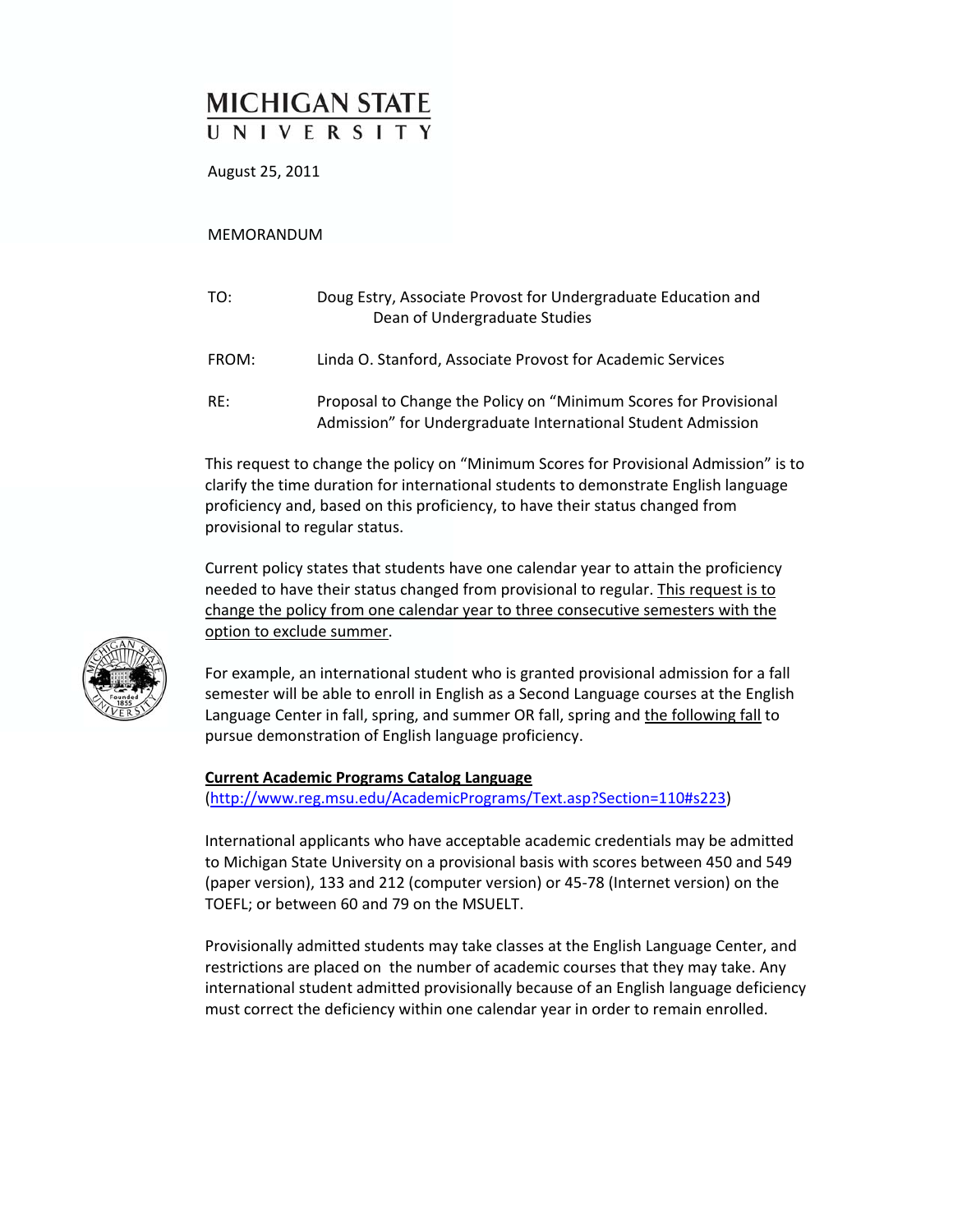# MICHIGAN STATE UNIVERSITY

August 25, 2011

MEMORANDUM

TO: Doug Estry, Associate Provost for Undergraduate Education and Dean of Undergraduate Studies

FROM: Linda O. Stanford, Associate Provost for Academic Services

RE: Proposal to Change the Policy on "Minimum Scores for Provisional Admission" for Undergraduate International Student Admission

This request to change the policy on "Minimum Scores for Provisional Admission" is to clarify the time duration for international students to demonstrate English language proficiency and, based on this proficiency, to have their status changed from provisional to regular status.

Current policy states that students have one calendar year to attain the proficiency needed to have their status changed from provisional to regular. <u>This request is to change the policy from one calendar year to three consecutive semesters with the option to exclude summer</u>.

For example, an international student who is granted provisional admission for a fall semester will be able to enroll in English as a Second Language courses at the English Language Center in fall, spring, and summer OR fall, spring and <u>the following fall</u> to pursue demonstration of English language proficiency.

**<u>Current Academic Programs Catalog Language</u>**
(http://www.reg.msu.edu/AcademicPrograms/Text.asp?Section=110#s223)

International applicants who have acceptable academic credentials may be admitted to Michigan State University on a provisional basis with scores between 450 and 549 (paper version), 133 and 212 (computer version) or 45-78 (Internet version) on the TOEFL; or between 60 and 79 on the MSUELT.

Provisionally admitted students may take classes at the English Language Center, and restrictions are placed on the number of academic courses that they may take. Any international student admitted provisionally because of an English language deficiency must correct the deficiency within one calendar year in order to remain enrolled.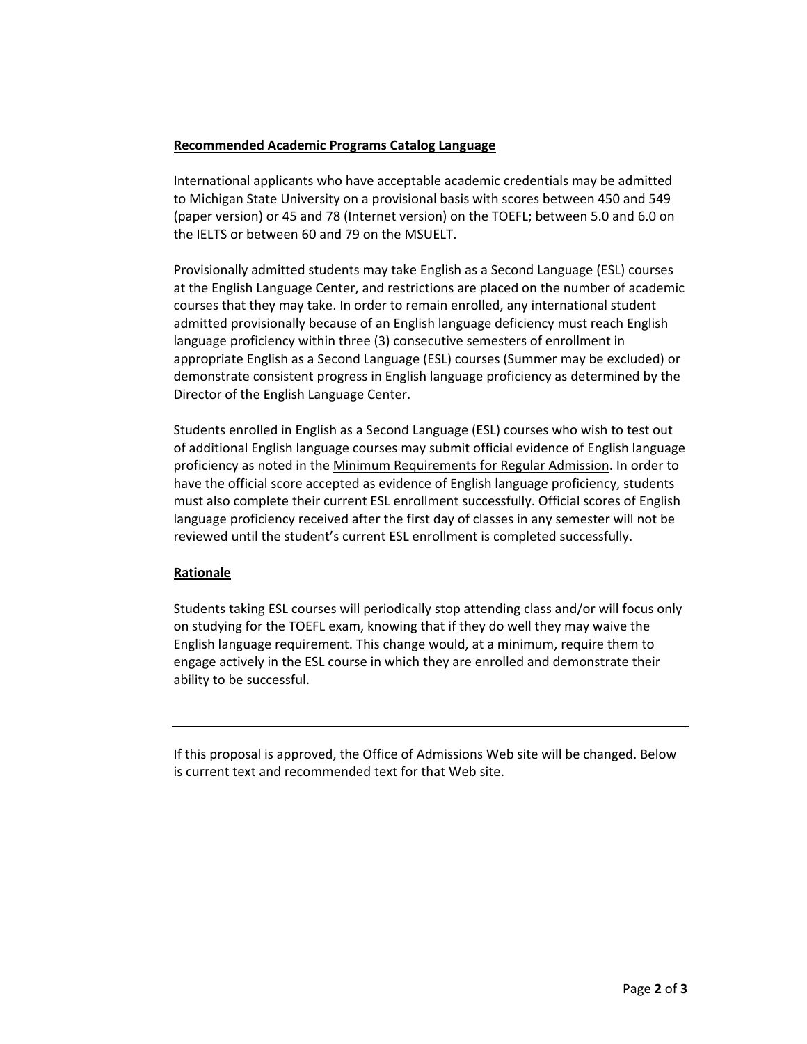**Recommended Academic Programs Catalog Language**

International applicants who have acceptable academic credentials may be admitted to Michigan State University on a provisional basis with scores between 450 and 549 (paper version) or 45 and 78 (Internet version) on the TOEFL; between 5.0 and 6.0 on the IELTS or between 60 and 79 on the MSUELT.

Provisionally admitted students may take English as a Second Language (ESL) courses at the English Language Center, and restrictions are placed on the number of academic courses that they may take. In order to remain enrolled, any international student admitted provisionally because of an English language deficiency must reach English language proficiency within three (3) consecutive semesters of enrollment in appropriate English as a Second Language (ESL) courses (Summer may be excluded) or demonstrate consistent progress in English language proficiency as determined by the Director of the English Language Center.

Students enrolled in English as a Second Language (ESL) courses who wish to test out of additional English language courses may submit official evidence of English language proficiency as noted in the Minimum Requirements for Regular Admission. In order to have the official score accepted as evidence of English language proficiency, students must also complete their current ESL enrollment successfully. Official scores of English language proficiency received after the first day of classes in any semester will not be reviewed until the student's current ESL enrollment is completed successfully.

**Rationale**

Students taking ESL courses will periodically stop attending class and/or will focus only on studying for the TOEFL exam, knowing that if they do well they may waive the English language requirement. This change would, at a minimum, require them to engage actively in the ESL course in which they are enrolled and demonstrate their ability to be successful.

---

If this proposal is approved, the Office of Admissions Web site will be changed. Below is current text and recommended text for that Web site.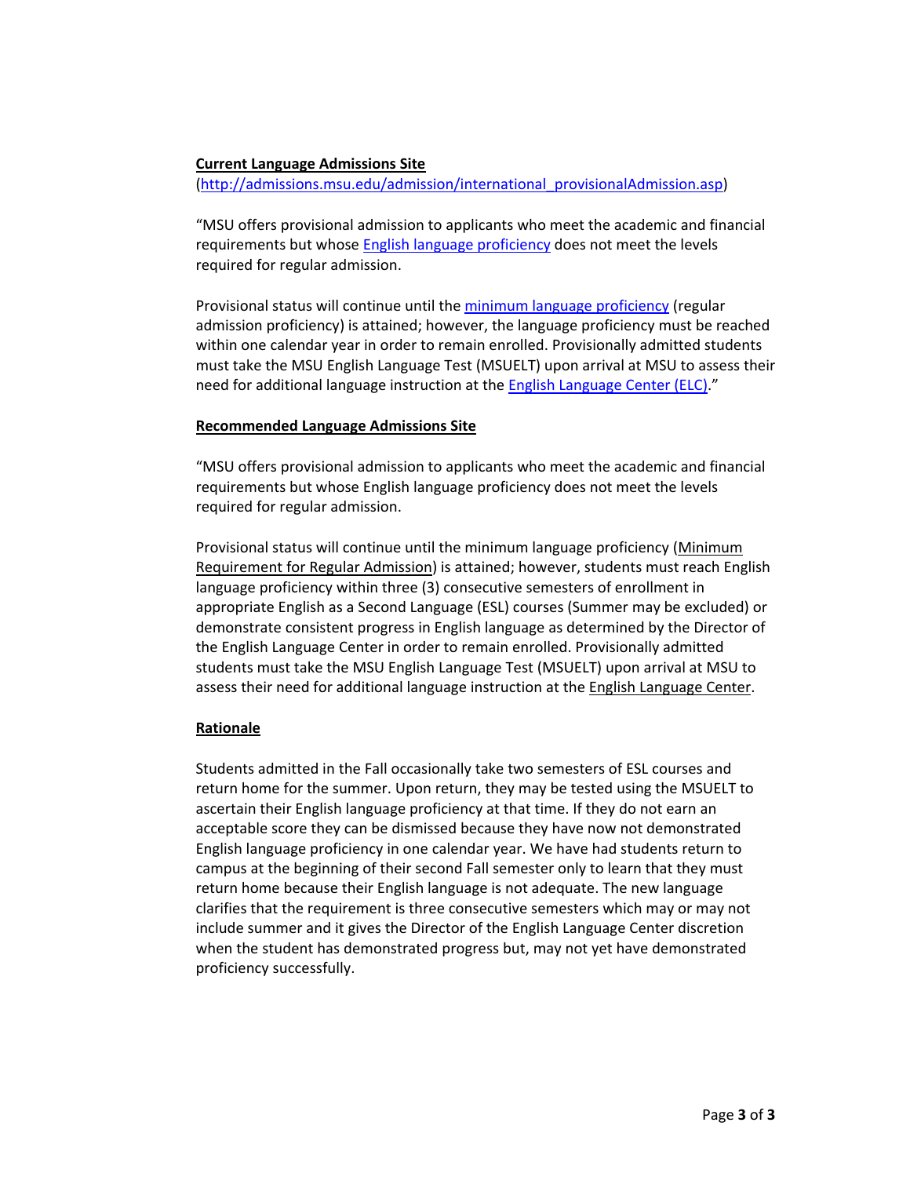**Current Language Admissions Site**
(http://admissions.msu.edu/admission/international_provisionalAdmission.asp)

"MSU offers provisional admission to applicants who meet the academic and financial requirements but whose English language proficiency does not meet the levels required for regular admission.

Provisional status will continue until the minimum language proficiency (regular admission proficiency) is attained; however, the language proficiency must be reached within one calendar year in order to remain enrolled. Provisionally admitted students must take the MSU English Language Test (MSUELT) upon arrival at MSU to assess their need for additional language instruction at the English Language Center (ELC)."

**Recommended Language Admissions Site**

"MSU offers provisional admission to applicants who meet the academic and financial requirements but whose English language proficiency does not meet the levels required for regular admission.

Provisional status will continue until the minimum language proficiency (Minimum Requirement for Regular Admission) is attained; however, students must reach English language proficiency within three (3) consecutive semesters of enrollment in appropriate English as a Second Language (ESL) courses (Summer may be excluded) or demonstrate consistent progress in English language as determined by the Director of the English Language Center in order to remain enrolled. Provisionally admitted students must take the MSU English Language Test (MSUELT) upon arrival at MSU to assess their need for additional language instruction at the English Language Center.

**Rationale**

Students admitted in the Fall occasionally take two semesters of ESL courses and return home for the summer. Upon return, they may be tested using the MSUELT to ascertain their English language proficiency at that time. If they do not earn an acceptable score they can be dismissed because they have now not demonstrated English language proficiency in one calendar year. We have had students return to campus at the beginning of their second Fall semester only to learn that they must return home because their English language is not adequate. The new language clarifies that the requirement is three consecutive semesters which may or may not include summer and it gives the Director of the English Language Center discretion when the student has demonstrated progress but, may not yet have demonstrated proficiency successfully.